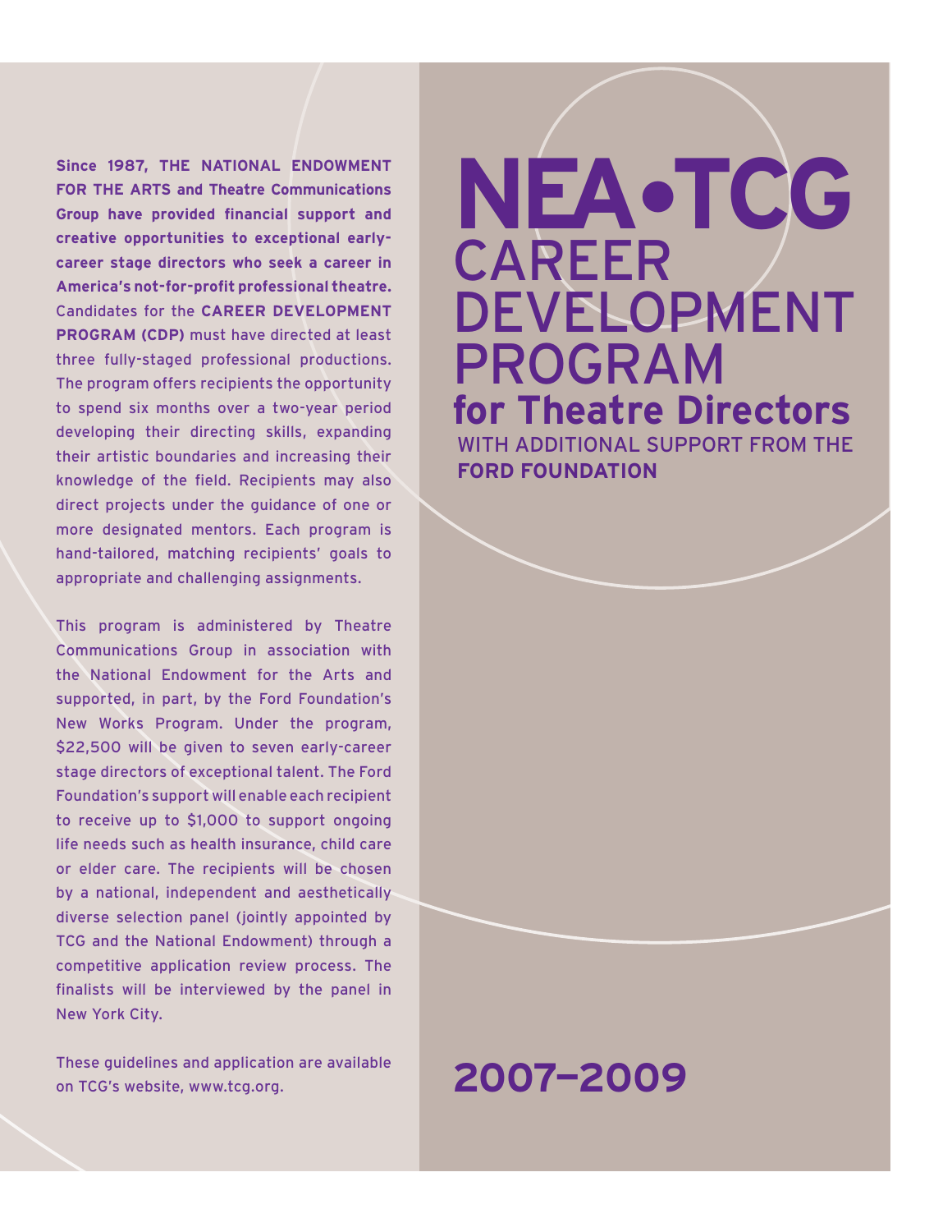# NEA•TCG CAREER DEVELOPMENT PROGRAM

## for Theatre Directors

WITH ADDITIONAL SUPPORT FROM THE **FORD FOUNDATION**

## 2007–2009

**Since 1987, THE NATIONAL ENDOWMENT FOR THE ARTS and Theatre Communications Group have provided financial support and creative opportunities to exceptional early-career stage directors who seek a career in America's not-for-profit professional theatre.** Candidates for the **CAREER DEVELOPMENT PROGRAM (CDP)** must have directed at least three fully-staged professional productions. The program offers recipients the opportunity to spend six months over a two-year period developing their directing skills, expanding their artistic boundaries and increasing their knowledge of the field. Recipients may also direct projects under the guidance of one or more designated mentors. Each program is hand-tailored, matching recipients' goals to appropriate and challenging assignments.

This program is administered by Theatre Communications Group in association with the National Endowment for the Arts and supported, in part, by the Ford Foundation's New Works Program. Under the program, $22,500 will be given to seven early-career stage directors of exceptional talent. The Ford Foundation's support will enable each recipient to receive up to $1,000 to support ongoing life needs such as health insurance, child care or elder care. The recipients will be chosen by a national, independent and aesthetically diverse selection panel (jointly appointed by TCG and the National Endowment) through a competitive application review process. The finalists will be interviewed by the panel in New York City.

These guidelines and application are available on TCG's website, www.tcg.org.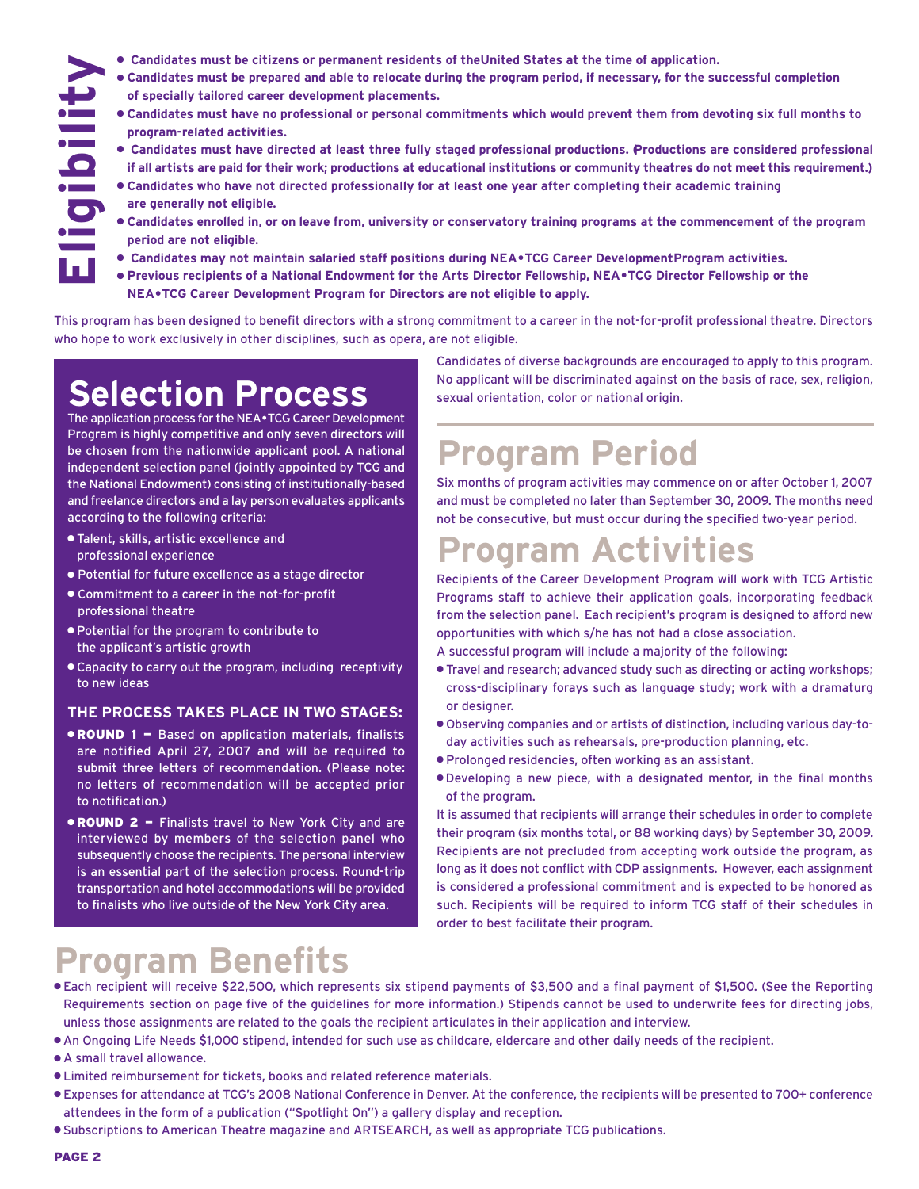## Eligibility

- **Candidates must be citizens or permanent residents of theUnited States at the time of application.**
- **Candidates must be prepared and able to relocate during the program period, if necessary, for the successful completion of specially tailored career development placements.**
- **Candidates must have no professional or personal commitments which would prevent them from devoting six full months to program-related activities.**
- **Candidates must have directed at least three fully staged professional productions. (Productions are considered professional if all artists are paid for their work; productions at educational institutions or community theatres do not meet this requirement.)**
- **Candidates who have not directed professionally for at least one year after completing their academic training are generally not eligible.**
- **Candidates enrolled in, or on leave from, university or conservatory training programs at the commencement of the program period are not eligible.**
- **Candidates may not maintain salaried staff positions during NEA•TCG Career DevelopmentProgram activities.**
- **Previous recipients of a National Endowment for the Arts Director Fellowship, NEA•TCG Director Fellowship or the NEA•TCG Career Development Program for Directors are not eligible to apply.**

This program has been designed to benefit directors with a strong commitment to a career in the not-for-profit professional theatre. Directors who hope to work exclusively in other disciplines, such as opera, are not eligible.

# Selection Process

The application process for the NEA•TCG Career Development Program is highly competitive and only seven directors will be chosen from the nationwide applicant pool. A national independent selection panel (jointly appointed by TCG and the National Endowment) consisting of institutionally-based and freelance directors and a lay person evaluates applicants according to the following criteria:

- Talent, skills, artistic excellence and professional experience
- Potential for future excellence as a stage director
- Commitment to a career in the not-for-profit professional theatre
- Potential for the program to contribute to the applicant's artistic growth
- Capacity to carry out the program, including receptivity to new ideas

### THE PROCESS TAKES PLACE IN TWO STAGES:

- **ROUND 1 –** Based on application materials, finalists are notified April 27, 2007 and will be required to submit three letters of recommendation. (Please note: no letters of recommendation will be accepted prior to notification.)
- **ROUND 2 –** Finalists travel to New York City and are interviewed by members of the selection panel who subsequently choose the recipients. The personal interview is an essential part of the selection process. Round-trip transportation and hotel accommodations will be provided to finalists who live outside of the New York City area.

Candidates of diverse backgrounds are encouraged to apply to this program. No applicant will be discriminated against on the basis of race, sex, religion, sexual orientation, color or national origin.

# Program Period

Six months of program activities may commence on or after October 1, 2007 and must be completed no later than September 30, 2009. The months need not be consecutive, but must occur during the specified two-year period.

# Program Activities

Recipients of the Career Development Program will work with TCG Artistic Programs staff to achieve their application goals, incorporating feedback from the selection panel. Each recipient's program is designed to afford new opportunities with which s/he has not had a close association.

A successful program will include a majority of the following:

- Travel and research; advanced study such as directing or acting workshops; cross-disciplinary forays such as language study; work with a dramaturg or designer.
- Observing companies and or artists of distinction, including various day-to-day activities such as rehearsals, pre-production planning, etc.
- Prolonged residencies, often working as an assistant.
- Developing a new piece, with a designated mentor, in the final months of the program.

It is assumed that recipients will arrange their schedules in order to complete their program (six months total, or 88 working days) by September 30, 2009. Recipients are not precluded from accepting work outside the program, as long as it does not conflict with CDP assignments. However, each assignment is considered a professional commitment and is expected to be honored as such. Recipients will be required to inform TCG staff of their schedules in order to best facilitate their program.

# Program Benefits

- Each recipient will receive $22,500, which represents six stipend payments of $3,500 and a final payment of $1,500. (See the Reporting Requirements section on page five of the guidelines for more information.) Stipends cannot be used to underwrite fees for directing jobs, unless those assignments are related to the goals the recipient articulates in their application and interview.
- An Ongoing Life Needs $1,000 stipend, intended for such use as childcare, eldercare and other daily needs of the recipient.
- A small travel allowance.
- Limited reimbursement for tickets, books and related reference materials.
- Expenses for attendance at TCG's 2008 National Conference in Denver. At the conference, the recipients will be presented to 700+ conference attendees in the form of a publication ("Spotlight On") a gallery display and reception.
- Subscriptions to American Theatre magazine and ARTSEARCH, as well as appropriate TCG publications.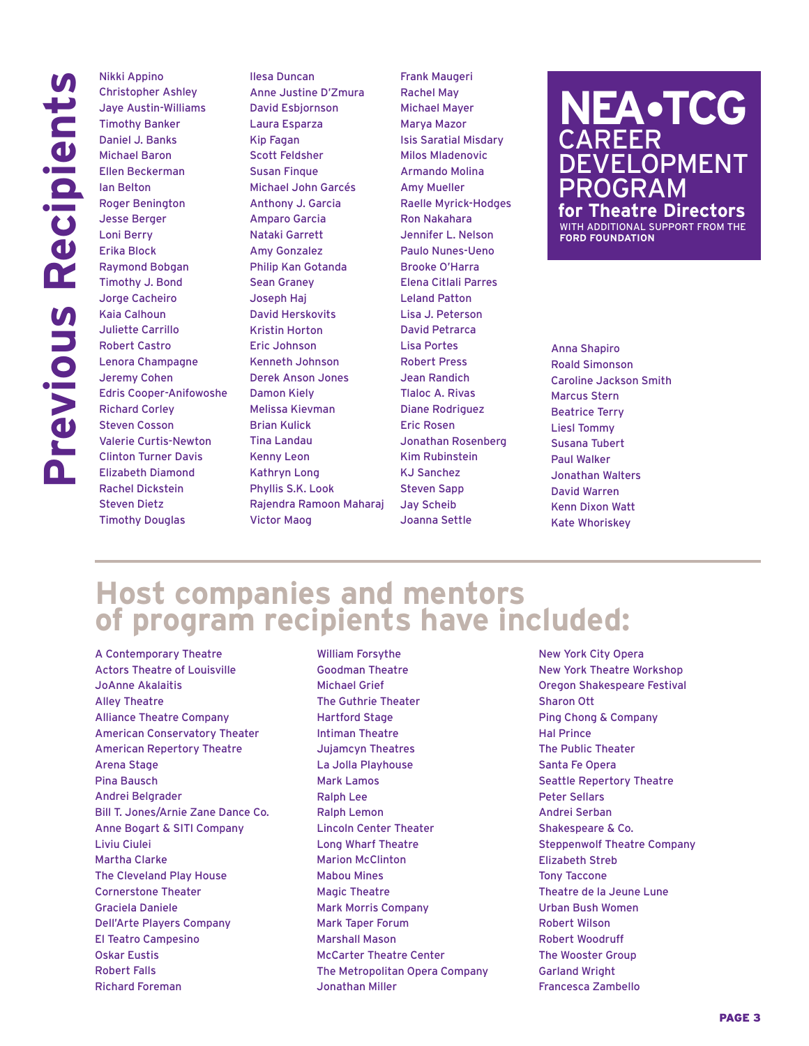# Previous Recipients

**NEA•TCG CAREER DEVELOPMENT PROGRAM for Theatre Directors**
WITH ADDITIONAL SUPPORT FROM THE **FORD FOUNDATION**

Nikki Appino
Christopher Ashley
Jaye Austin-Williams
Timothy Banker
Daniel J. Banks
Michael Baron
Ellen Beckerman
Ian Belton
Roger Benington
Jesse Berger
Loni Berry
Erika Block
Raymond Bobgan
Timothy J. Bond
Jorge Cacheiro
Kaia Calhoun
Juliette Carrillo
Robert Castro
Lenora Champagne
Jeremy Cohen
Edris Cooper-Anifowoshe
Richard Corley
Steven Cosson
Valerie Curtis-Newton
Clinton Turner Davis
Elizabeth Diamond
Rachel Dickstein
Steven Dietz
Timothy Douglas
Ilesa Duncan
Anne Justine D'Zmura
David Esbjornson
Laura Esparza
Kip Fagan
Scott Feldsher
Susan Finque
Michael John Garcés
Anthony J. Garcia
Amparo Garcia
Nataki Garrett
Amy Gonzalez
Philip Kan Gotanda
Sean Graney
Joseph Haj
David Herskovits
Kristin Horton
Eric Johnson
Kenneth Johnson
Derek Anson Jones
Damon Kiely
Melissa Kievman
Brian Kulick
Tina Landau
Kenny Leon
Kathryn Long
Phyllis S.K. Look
Rajendra Ramoon Maharaj
Victor Maog
Frank Maugeri
Rachel May
Michael Mayer
Marya Mazor
Isis Saratial Misdary
Milos Mladenovic
Armando Molina
Amy Mueller
Raelle Myrick-Hodges
Ron Nakahara
Jennifer L. Nelson
Paulo Nunes-Ueno
Brooke O'Harra
Elena Citlali Parres
Leland Patton
Lisa J. Peterson
David Petrarca
Lisa Portes
Robert Press
Jean Randich
Tlaloc A. Rivas
Diane Rodriguez
Eric Rosen
Jonathan Rosenberg
Kim Rubinstein
KJ Sanchez
Steven Sapp
Jay Scheib
Joanna Settle
Anna Shapiro
Roald Simonson
Caroline Jackson Smith
Marcus Stern
Beatrice Terry
Liesl Tommy
Susana Tubert
Paul Walker
Jonathan Walters
David Warren
Kenn Dixon Watt
Kate Whoriskey

## Host companies and mentors of program recipients have included:

A Contemporary Theatre
Actors Theatre of Louisville
JoAnne Akalaitis
Alley Theatre
Alliance Theatre Company
American Conservatory Theater
American Repertory Theatre
Arena Stage
Pina Bausch
Andrei Belgrader
Bill T. Jones/Arnie Zane Dance Co.
Anne Bogart & SITI Company
Liviu Ciulei
Martha Clarke
The Cleveland Play House
Cornerstone Theater
Graciela Daniele
Dell'Arte Players Company
El Teatro Campesino
Oskar Eustis
Robert Falls
Richard Foreman
William Forsythe
Goodman Theatre
Michael Grief
The Guthrie Theater
Hartford Stage
Intiman Theatre
Jujamcyn Theatres
La Jolla Playhouse
Mark Lamos
Ralph Lee
Ralph Lemon
Lincoln Center Theater
Long Wharf Theatre
Marion McClinton
Mabou Mines
Magic Theatre
Mark Morris Company
Mark Taper Forum
Marshall Mason
McCarter Theatre Center
The Metropolitan Opera Company
Jonathan Miller
New York City Opera
New York Theatre Workshop
Oregon Shakespeare Festival
Sharon Ott
Ping Chong & Company
Hal Prince
The Public Theater
Santa Fe Opera
Seattle Repertory Theatre
Peter Sellars
Andrei Serban
Shakespeare & Co.
Steppenwolf Theatre Company
Elizabeth Streb
Tony Taccone
Theatre de la Jeune Lune
Urban Bush Women
Robert Wilson
Robert Woodruff
The Wooster Group
Garland Wright
Francesca Zambello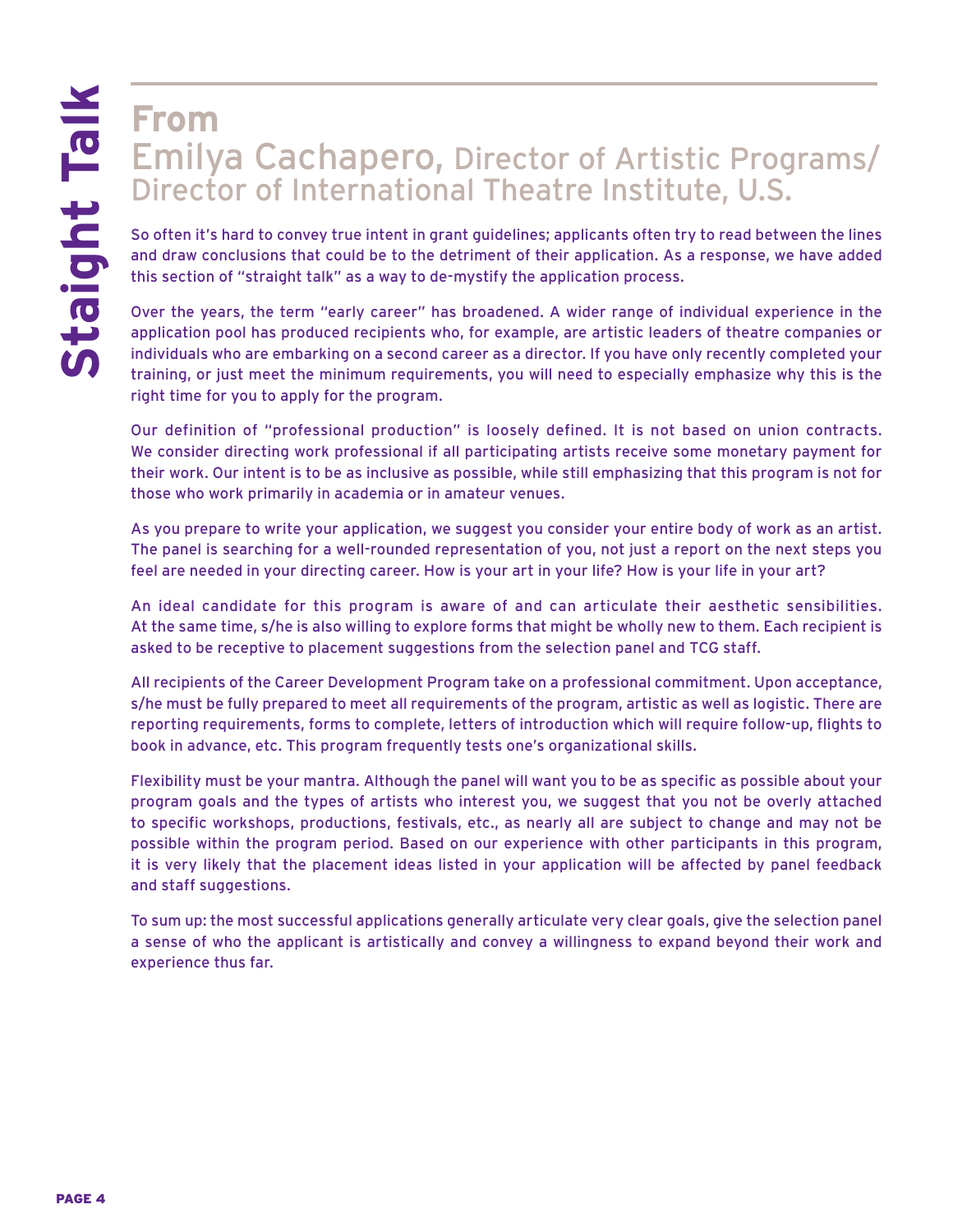# Staight Talk

## From Emilya Cachapero, Director of Artistic Programs/ Director of International Theatre Institute, U.S.

So often it's hard to convey true intent in grant guidelines; applicants often try to read between the lines and draw conclusions that could be to the detriment of their application. As a response, we have added this section of "straight talk" as a way to de-mystify the application process.

Over the years, the term "early career" has broadened. A wider range of individual experience in the application pool has produced recipients who, for example, are artistic leaders of theatre companies or individuals who are embarking on a second career as a director. If you have only recently completed your training, or just meet the minimum requirements, you will need to especially emphasize why this is the right time for you to apply for the program.

Our definition of "professional production" is loosely defined. It is not based on union contracts. We consider directing work professional if all participating artists receive some monetary payment for their work. Our intent is to be as inclusive as possible, while still emphasizing that this program is not for those who work primarily in academia or in amateur venues.

As you prepare to write your application, we suggest you consider your entire body of work as an artist. The panel is searching for a well-rounded representation of you, not just a report on the next steps you feel are needed in your directing career. How is your art in your life? How is your life in your art?

An ideal candidate for this program is aware of and can articulate their aesthetic sensibilities. At the same time, s/he is also willing to explore forms that might be wholly new to them. Each recipient is asked to be receptive to placement suggestions from the selection panel and TCG staff.

All recipients of the Career Development Program take on a professional commitment. Upon acceptance, s/he must be fully prepared to meet all requirements of the program, artistic as well as logistic. There are reporting requirements, forms to complete, letters of introduction which will require follow-up, flights to book in advance, etc. This program frequently tests one's organizational skills.

Flexibility must be your mantra. Although the panel will want you to be as specific as possible about your program goals and the types of artists who interest you, we suggest that you not be overly attached to specific workshops, productions, festivals, etc., as nearly all are subject to change and may not be possible within the program period. Based on our experience with other participants in this program, it is very likely that the placement ideas listed in your application will be affected by panel feedback and staff suggestions.

To sum up: the most successful applications generally articulate very clear goals, give the selection panel a sense of who the applicant is artistically and convey a willingness to expand beyond their work and experience thus far.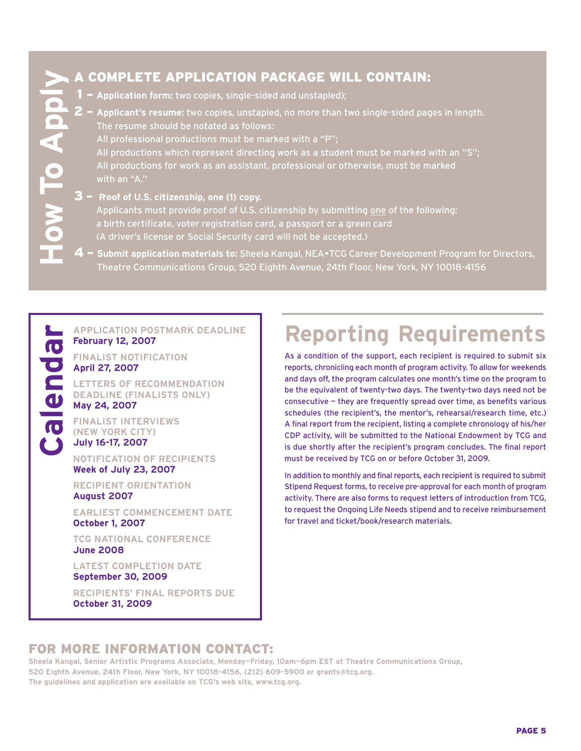# How To Apply

## A COMPLETE APPLICATION PACKAGE WILL CONTAIN:

1 – **Application form:** two copies, single-sided and unstapled);

2 – **Applicant's resume:** two copies, unstapled, no more than two single-sided pages in length. The resume should be notated as follows:
All professional productions must be marked with a "P";
All productions which represent directing work as a student must be marked with an "S";
All productions for work as an assistant, professional or otherwise, must be marked with an "A."

3 – **Proof of U.S. citizenship, one (1) copy.**
Applicants must provide proof of U.S. citizenship by submitting one of the following: a birth certificate, voter registration card, a passport or a green card
(A driver's license or Social Security card will not be accepted.)

4 – **Submit application materials to:** Sheela Kangal, NEA•TCG Career Development Program for Directors, Theatre Communications Group, 520 Eighth Avenue, 24th Floor, New York, NY 10018-4156

# Calendar

**APPLICATION POSTMARK DEADLINE**
**February 12, 2007**

**FINALIST NOTIFICATION**
**April 27, 2007**

**LETTERS OF RECOMMENDATION DEADLINE (FINALISTS ONLY)**
**May 24, 2007**

**FINALIST INTERVIEWS (NEW YORK CITY)**
**July 16-17, 2007**

**NOTIFICATION OF RECIPIENTS**
**Week of July 23, 2007**

**RECIPIENT ORIENTATION**
**August 2007**

**EARLIEST COMMENCEMENT DATE**
**October 1, 2007**

**TCG NATIONAL CONFERENCE**
**June 2008**

**LATEST COMPLETION DATE**
**September 30, 2009**

**RECIPIENTS' FINAL REPORTS DUE**
**October 31, 2009**

# Reporting Requirements

As a condition of the support, each recipient is required to submit six reports, chronicling each month of program activity. To allow for weekends and days off, the program calculates one month's time on the program to be the equivalent of twenty-two days. The twenty-two days need not be consecutive — they are frequently spread over time, as benefits various schedules (the recipient's, the mentor's, rehearsal/research time, etc.) A final report from the recipient, listing a complete chronology of his/her CDP activity, will be submitted to the National Endowment by TCG and is due shortly after the recipient's program concludes. The final report must be received by TCG on or before October 31, 2009.

In addition to monthly and final reports, each recipient is required to submit Stipend Request forms, to receive pre-approval for each month of program activity. There are also forms to request letters of introduction from TCG, to request the Ongoing Life Needs stipend and to receive reimbursement for travel and ticket/book/research materials.

## FOR MORE INFORMATION CONTACT:

**Sheela Kangal, Senior Artistic Programs Associate, Monday–Friday, 10am–6pm EST at Theatre Communications Group, 520 Eighth Avenue, 24th Floor, New York, NY 10018-4156, (212) 609-5900 or grants@tcg.org.**
**The guidelines and application are available on TCG's web site, www.tcg.org.**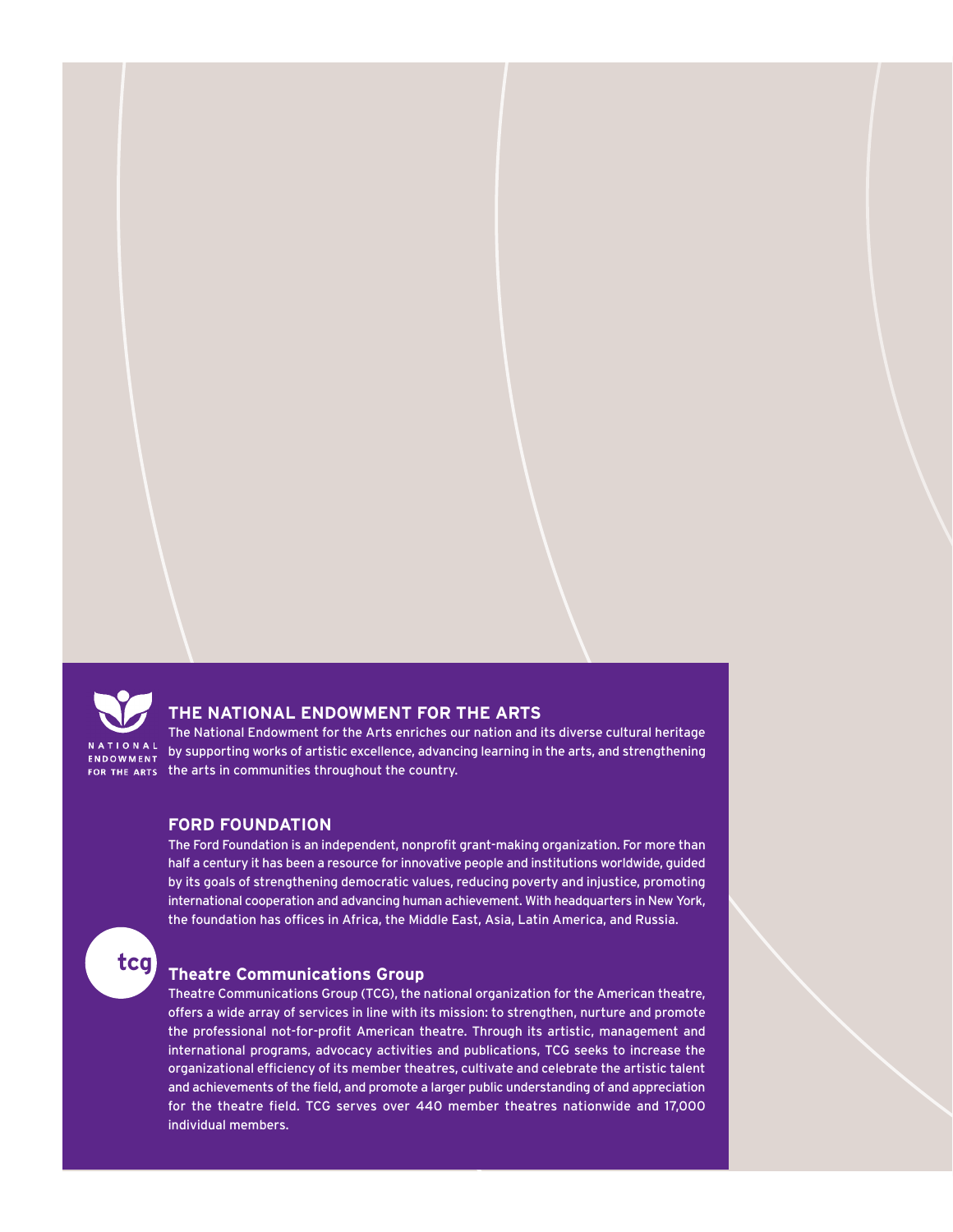NATIONAL ENDOWMENT FOR THE ARTS

## THE NATIONAL ENDOWMENT FOR THE ARTS

The National Endowment for the Arts enriches our nation and its diverse cultural heritage by supporting works of artistic excellence, advancing learning in the arts, and strengthening the arts in communities throughout the country.

## FORD FOUNDATION

The Ford Foundation is an independent, nonprofit grant-making organization. For more than half a century it has been a resource for innovative people and institutions worldwide, guided by its goals of strengthening democratic values, reducing poverty and injustice, promoting international cooperation and advancing human achievement. With headquarters in New York, the foundation has offices in Africa, the Middle East, Asia, Latin America, and Russia.

tcg

## Theatre Communications Group

Theatre Communications Group (TCG), the national organization for the American theatre, offers a wide array of services in line with its mission: to strengthen, nurture and promote the professional not-for-profit American theatre. Through its artistic, management and international programs, advocacy activities and publications, TCG seeks to increase the organizational efficiency of its member theatres, cultivate and celebrate the artistic talent and achievements of the field, and promote a larger public understanding of and appreciation for the theatre field. TCG serves over 440 member theatres nationwide and 17,000 individual members.